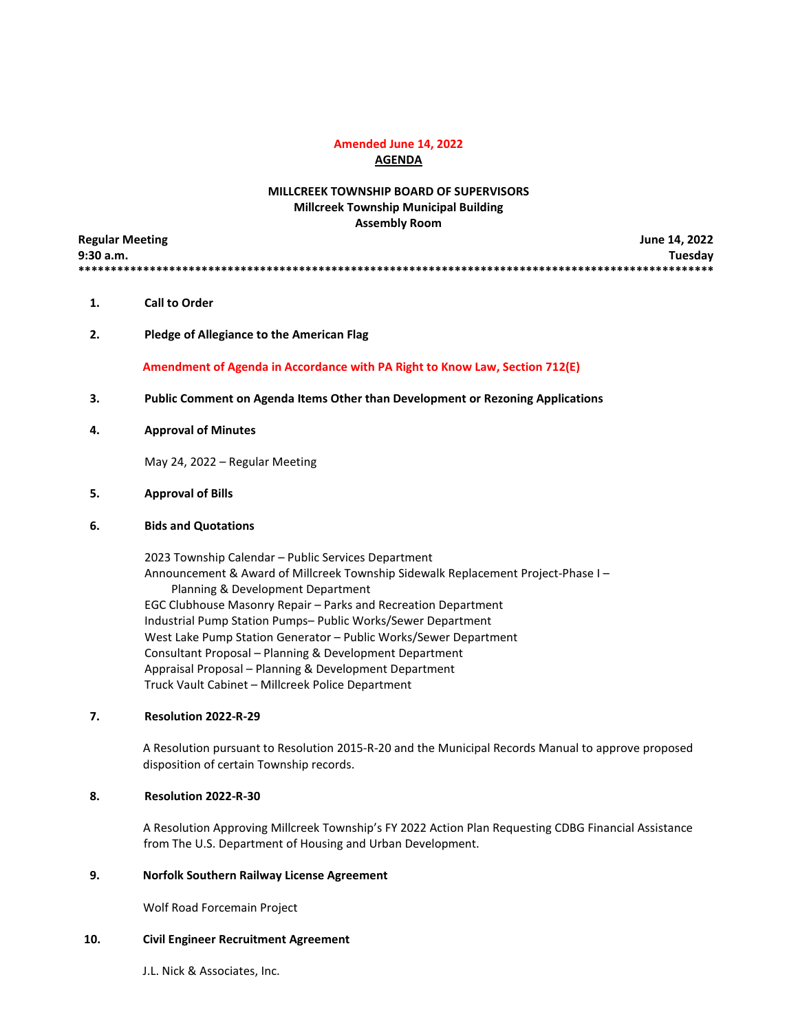**Amended June 14, 2022**

# AGENDA

## MILLCREEK TOWNSHIP BOARD OF SUPERVISORS
**Millcreek Township Municipal Building**
**Assembly Room**

**Regular Meeting** **June 14, 2022**
**9:30 a.m.** **Tuesday**

****************************************************************************************************

1. **Call to Order**

2. **Pledge of Allegiance to the American Flag**

   **Amendment of Agenda in Accordance with PA Right to Know Law, Section 712(E)**

3. **Public Comment on Agenda Items Other than Development or Rezoning Applications**

4. **Approval of Minutes**

   May 24, 2022 – Regular Meeting

5. **Approval of Bills**

6. **Bids and Quotations**

   2023 Township Calendar – Public Services Department
   Announcement & Award of Millcreek Township Sidewalk Replacement Project-Phase I – Planning & Development Department
   EGC Clubhouse Masonry Repair – Parks and Recreation Department
   Industrial Pump Station Pumps– Public Works/Sewer Department
   West Lake Pump Station Generator – Public Works/Sewer Department
   Consultant Proposal – Planning & Development Department
   Appraisal Proposal – Planning & Development Department
   Truck Vault Cabinet – Millcreek Police Department

7. **Resolution 2022-R-29**

   A Resolution pursuant to Resolution 2015-R-20 and the Municipal Records Manual to approve proposed disposition of certain Township records.

8. **Resolution 2022-R-30**

   A Resolution Approving Millcreek Township's FY 2022 Action Plan Requesting CDBG Financial Assistance from The U.S. Department of Housing and Urban Development.

9. **Norfolk Southern Railway License Agreement**

   Wolf Road Forcemain Project

10. **Civil Engineer Recruitment Agreement**

    J.L. Nick & Associates, Inc.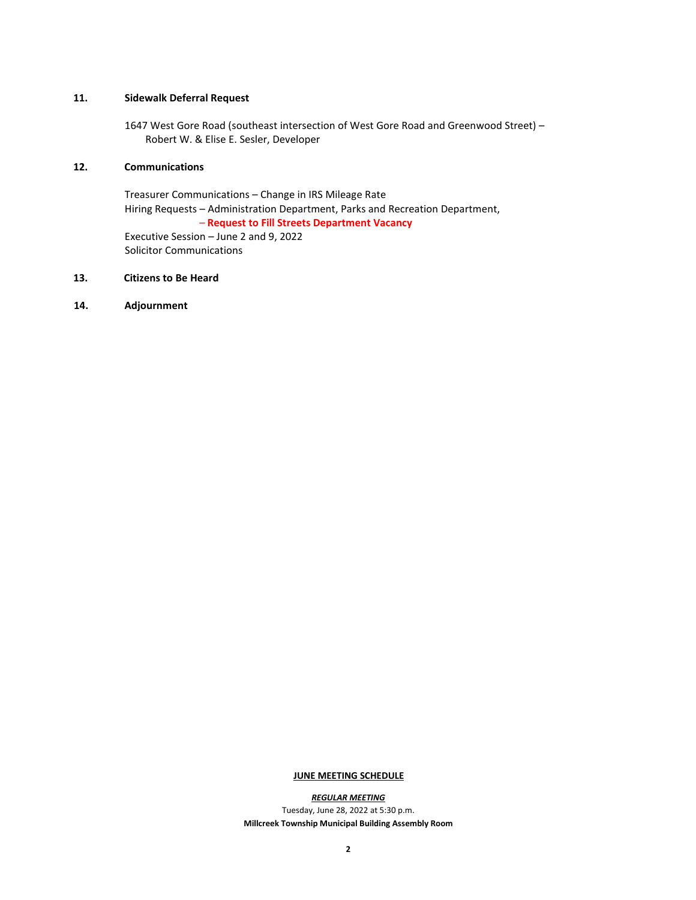**11. Sidewalk Deferral Request**

1647 West Gore Road (southeast intersection of West Gore Road and Greenwood Street) – Robert W. & Elise E. Sesler, Developer

**12. Communications**

Treasurer Communications – Change in IRS Mileage Rate
Hiring Requests – Administration Department, Parks and Recreation Department,
– **Request to Fill Streets Department Vacancy**
Executive Session – June 2 and 9, 2022
Solicitor Communications

**13. Citizens to Be Heard**

**14. Adjournment**

**JUNE MEETING SCHEDULE**

***REGULAR MEETING***

Tuesday, June 28, 2022 at 5:30 p.m.

**Millcreek Township Municipal Building Assembly Room**